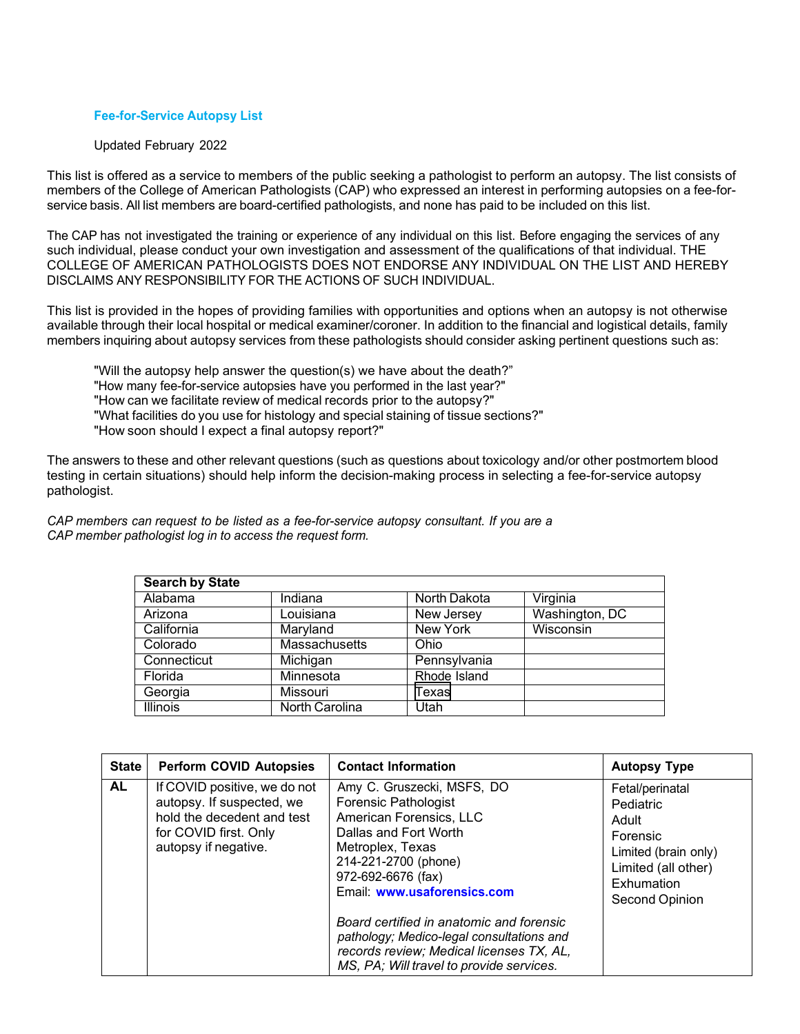## Fee-for-Service Autopsy List

Updated February 2022

This list is offered as a service to members of the public seeking a pathologist to perform an autopsy. The list consists of members of the College of American Pathologists (CAP) who expressed an interest in performing autopsies on a fee-for-service basis. All list members are board-certified pathologists, and none has paid to be included on this list.

The CAP has not investigated the training or experience of any individual on this list. Before engaging the services of any such individual, please conduct your own investigation and assessment of the qualifications of that individual. THE COLLEGE OF AMERICAN PATHOLOGISTS DOES NOT ENDORSE ANY INDIVIDUAL ON THE LIST AND HEREBY DISCLAIMS ANY RESPONSIBILITY FOR THE ACTIONS OF SUCH INDIVIDUAL.

This list is provided in the hopes of providing families with opportunities and options when an autopsy is not otherwise available through their local hospital or medical examiner/coroner. In addition to the financial and logistical details, family members inquiring about autopsy services from these pathologists should consider asking pertinent questions such as:

"Will the autopsy help answer the question(s) we have about the death?"
"How many fee-for-service autopsies have you performed in the last year?"
"How can we facilitate review of medical records prior to the autopsy?"
"What facilities do you use for histology and special staining of tissue sections?"
"How soon should I expect a final autopsy report?"

The answers to these and other relevant questions (such as questions about toxicology and/or other postmortem blood testing in certain situations) should help inform the decision-making process in selecting a fee-for-service autopsy pathologist.

*CAP members can request to be listed as a fee-for-service autopsy consultant. If you are a CAP member pathologist log in to access the request form.*

| **Search by State** | | | |
|---|---|---|---|
| Alabama | Indiana | North Dakota | Virginia |
| Arizona | Louisiana | New Jersey | Washington, DC |
| California | Maryland | New York | Wisconsin |
| Colorado | Massachusetts | Ohio | |
| Connecticut | Michigan | Pennsylvania | |
| Florida | Minnesota | Rhode Island | |
| Georgia | Missouri | Texas | |
| Illinois | North Carolina | Utah | |

| State | Perform COVID Autopsies | Contact Information | Autopsy Type |
|---|---|---|---|
| **AL** | If COVID positive, we do not autopsy. If suspected, we hold the decedent and test for COVID first. Only autopsy if negative. | Amy C. Gruszecki, MSFS, DO<br>Forensic Pathologist<br>American Forensics, LLC<br>Dallas and Fort Worth Metroplex, Texas<br>214-221-2700 (phone)<br>972-692-6676 (fax)<br>Email: **www.usaforensics.com**<br><br>*Board certified in anatomic and forensic pathology; Medico-legal consultations and records review; Medical licenses TX, AL, MS, PA; Will travel to provide services.* | Fetal/perinatal<br>Pediatric<br>Adult<br>Forensic<br>Limited (brain only)<br>Limited (all other)<br>Exhumation<br>Second Opinion |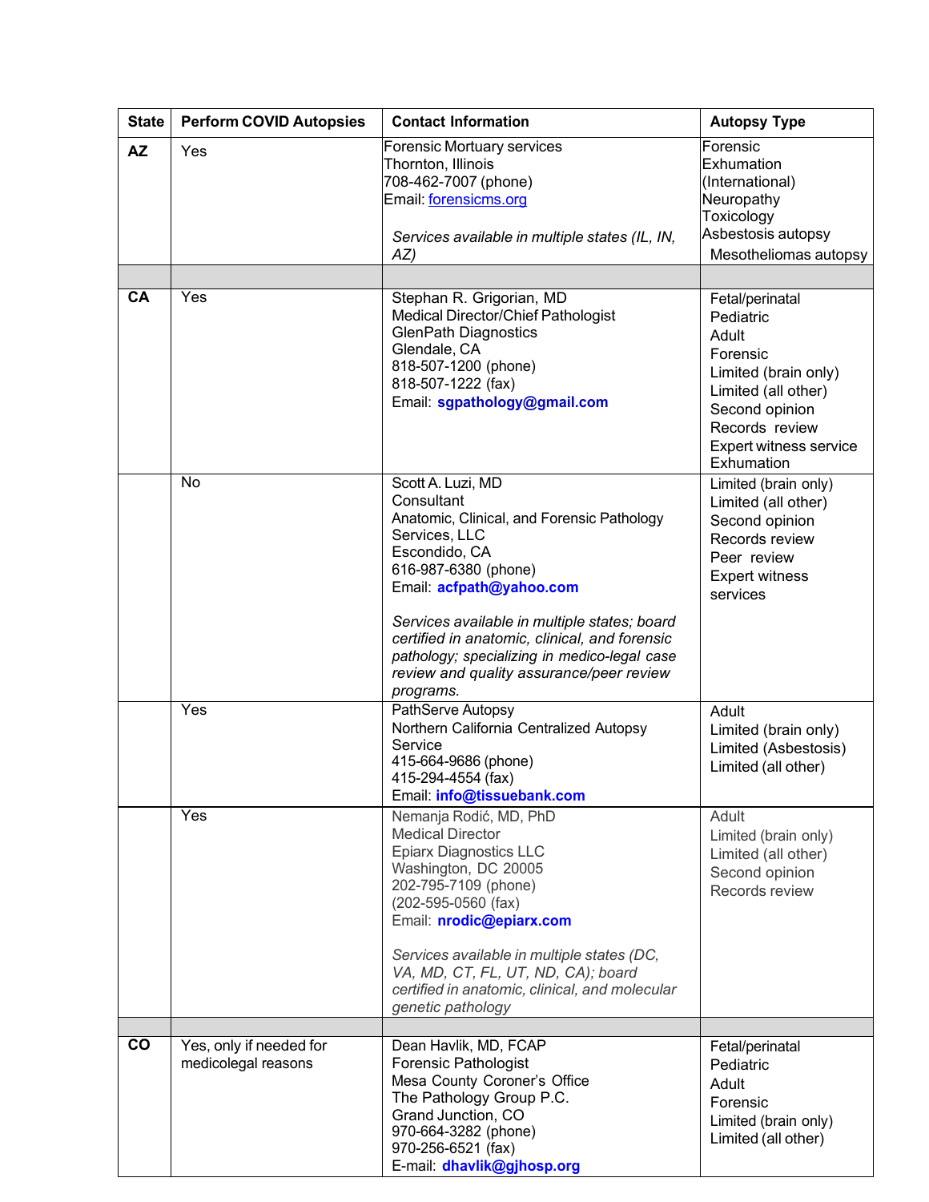| State | Perform COVID Autopsies | Contact Information | Autopsy Type |
|---|---|---|---|
| **AZ** | Yes | Forensic Mortuary services<br>Thornton, Illinois<br>708-462-7007 (phone)<br>Email: forensicms.org<br><br>*Services available in multiple states (IL, IN, AZ)* | Forensic<br>Exhumation<br>(International)<br>Neuropathy<br>Toxicology<br>Asbestosis autopsy<br>Mesotheliomas autopsy |
| | | | |
| **CA** | Yes | Stephan R. Grigorian, MD<br>Medical Director/Chief Pathologist<br>GlenPath Diagnostics<br>Glendale, CA<br>818-507-1200 (phone)<br>818-507-1222 (fax)<br>Email: **sgpathology@gmail.com** | Fetal/perinatal<br>Pediatric<br>Adult<br>Forensic<br>Limited (brain only)<br>Limited (all other)<br>Second opinion<br>Records review<br>Expert witness service<br>Exhumation |
| | No | Scott A. Luzi, MD<br>Consultant<br>Anatomic, Clinical, and Forensic Pathology Services, LLC<br>Escondido, CA<br>616-987-6380 (phone)<br>Email: **acfpath@yahoo.com**<br><br>*Services available in multiple states; board certified in anatomic, clinical, and forensic pathology; specializing in medico-legal case review and quality assurance/peer review programs.* | Limited (brain only)<br>Limited (all other)<br>Second opinion<br>Records review<br>Peer review<br>Expert witness services |
| | Yes | PathServe Autopsy<br>Northern California Centralized Autopsy Service<br>415-664-9686 (phone)<br>415-294-4554 (fax)<br>Email: **info@tissuebank.com** | Adult<br>Limited (brain only)<br>Limited (Asbestosis)<br>Limited (all other) |
| | Yes | Nemanja Rodić, MD, PhD<br>Medical Director<br>Epiarx Diagnostics LLC<br>Washington, DC 20005<br>202-795-7109 (phone)<br>(202-595-0560 (fax)<br>Email: **nrodic@epiarx.com**<br><br>*Services available in multiple states (DC, VA, MD, CT, FL, UT, ND, CA); board certified in anatomic, clinical, and molecular genetic pathology* | Adult<br>Limited (brain only)<br>Limited (all other)<br>Second opinion<br>Records review |
| | | | |
| **CO** | Yes, only if needed for medicolegal reasons | Dean Havlik, MD, FCAP<br>Forensic Pathologist<br>Mesa County Coroner's Office<br>The Pathology Group P.C.<br>Grand Junction, CO<br>970-664-3282 (phone)<br>970-256-6521 (fax)<br>E-mail: **dhavlik@gjhosp.org** | Fetal/perinatal<br>Pediatric<br>Adult<br>Forensic<br>Limited (brain only)<br>Limited (all other) |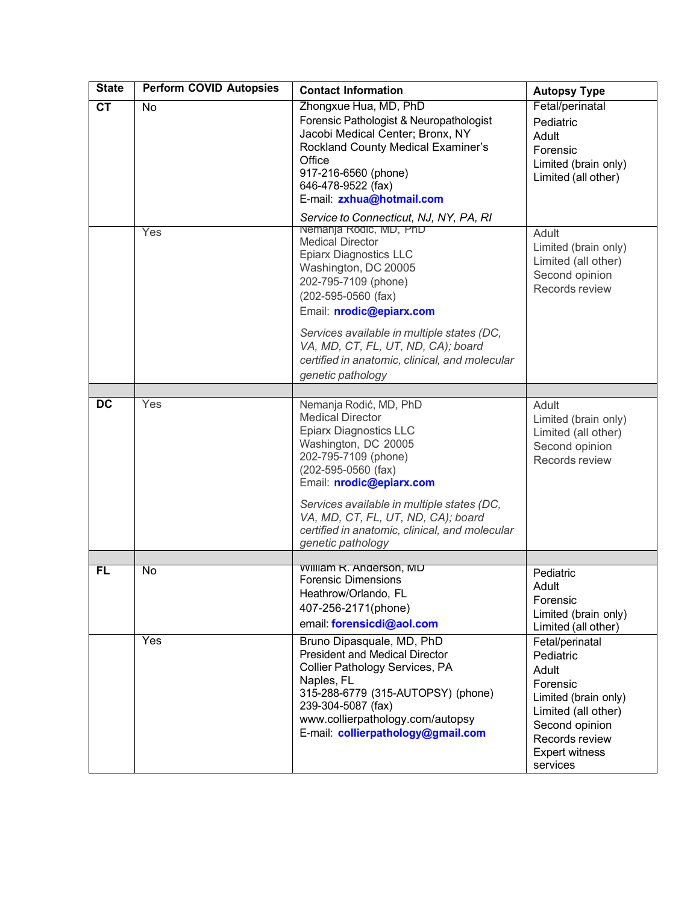| State | Perform COVID Autopsies | Contact Information | Autopsy Type |
|---|---|---|---|
| **CT** | No | Zhongxue Hua, MD, PhD<br>Forensic Pathologist & Neuropathologist<br>Jacobi Medical Center; Bronx, NY<br>Rockland County Medical Examiner's Office<br>917-216-6560 (phone)<br>646-478-9522 (fax)<br>E-mail: **zxhua@hotmail.com**<br><br>*Service to Connecticut, NJ, NY, PA, RI* | Fetal/perinatal<br>Pediatric<br>Adult<br>Forensic<br>Limited (brain only)<br>Limited (all other) |
| | Yes | Nemanja Rodic, MD, PhD<br>Medical Director<br>Epiarx Diagnostics LLC<br>Washington, DC 20005<br>202-795-7109 (phone)<br>(202-595-0560 (fax)<br>Email: **nrodic@epiarx.com**<br><br>*Services available in multiple states (DC, VA, MD, CT, FL, UT, ND, CA); board certified in anatomic, clinical, and molecular genetic pathology* | Adult<br>Limited (brain only)<br>Limited (all other)<br>Second opinion<br>Records review |
| | | | |
| **DC** | Yes | Nemanja Rodić, MD, PhD<br>Medical Director<br>Epiarx Diagnostics LLC<br>Washington, DC 20005<br>202-795-7109 (phone)<br>(202-595-0560 (fax)<br>Email: **nrodic@epiarx.com**<br><br>*Services available in multiple states (DC, VA, MD, CT, FL, UT, ND, CA); board certified in anatomic, clinical, and molecular genetic pathology* | Adult<br>Limited (brain only)<br>Limited (all other)<br>Second opinion<br>Records review |
| | | | |
| **FL** | No | William R. Anderson, MD<br>Forensic Dimensions<br>Heathrow/Orlando, FL<br>407-256-2171(phone)<br>email: **forensicdi@aol.com** | Pediatric<br>Adult<br>Forensic<br>Limited (brain only)<br>Limited (all other) |
| | Yes | Bruno Dipasquale, MD, PhD<br>President and Medical Director<br>Collier Pathology Services, PA<br>Naples, FL<br>315-288-6779 (315-AUTOPSY) (phone)<br>239-304-5087 (fax)<br>www.collierpathology.com/autopsy<br>E-mail: **collierpathology@gmail.com** | Fetal/perinatal<br>Pediatric<br>Adult<br>Forensic<br>Limited (brain only)<br>Limited (all other)<br>Second opinion<br>Records review<br>Expert witness services |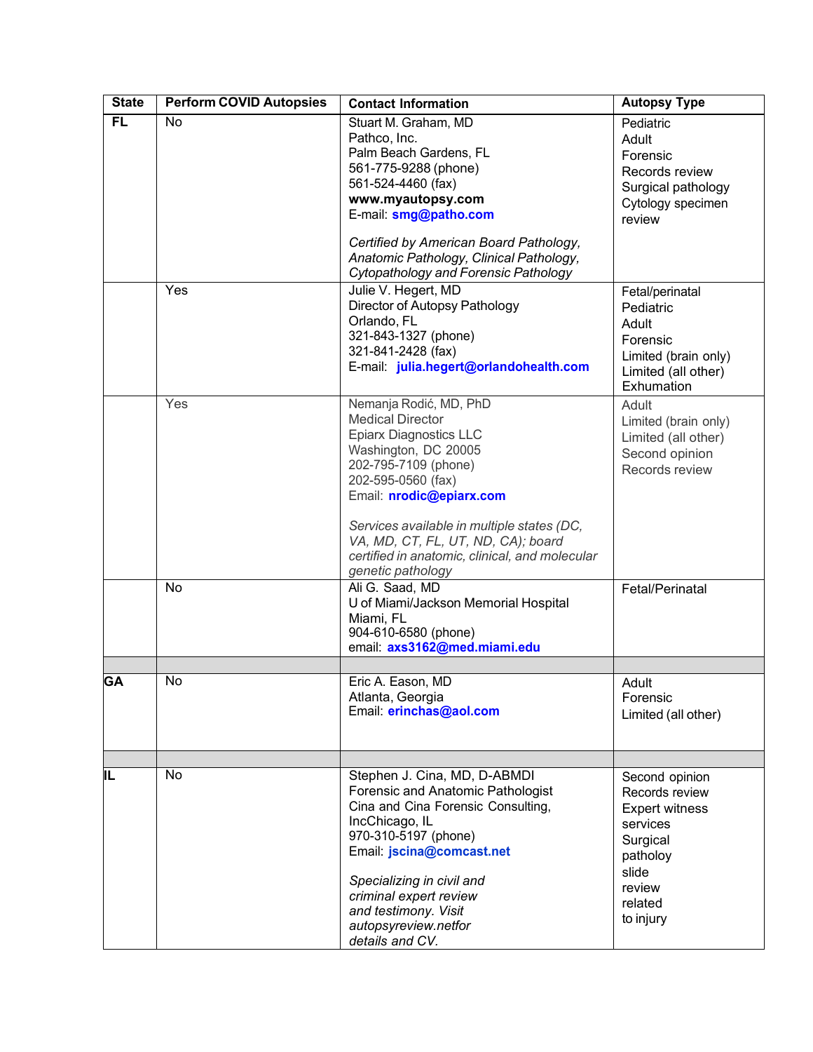| State | Perform COVID Autopsies | Contact Information | Autopsy Type |
|---|---|---|---|
| **FL** | No | Stuart M. Graham, MD<br>Pathco, Inc.<br>Palm Beach Gardens, FL<br>561-775-9288 (phone)<br>561-524-4460 (fax)<br>**www.myautopsy.com**<br>E-mail: **smg@patho.com**<br><br>*Certified by American Board Pathology, Anatomic Pathology, Clinical Pathology, Cytopathology and Forensic Pathology* | Pediatric<br>Adult<br>Forensic<br>Records review<br>Surgical pathology<br>Cytology specimen review |
| | Yes | Julie V. Hegert, MD<br>Director of Autopsy Pathology<br>Orlando, FL<br>321-843-1327 (phone)<br>321-841-2428 (fax)<br>E-mail: **julia.hegert@orlandohealth.com** | Fetal/perinatal<br>Pediatric<br>Adult<br>Forensic<br>Limited (brain only)<br>Limited (all other)<br>Exhumation |
| | Yes | Nemanja Rodić, MD, PhD<br>Medical Director<br>Epiarx Diagnostics LLC<br>Washington, DC 20005<br>202-795-7109 (phone)<br>202-595-0560 (fax)<br>Email: **nrodic@epiarx.com**<br><br>*Services available in multiple states (DC, VA, MD, CT, FL, UT, ND, CA); board certified in anatomic, clinical, and molecular genetic pathology* | Adult<br>Limited (brain only)<br>Limited (all other)<br>Second opinion<br>Records review |
| | No | Ali G. Saad, MD<br>U of Miami/Jackson Memorial Hospital<br>Miami, FL<br>904-610-6580 (phone)<br>email: **axs3162@med.miami.edu** | Fetal/Perinatal |
| | | | |
| **GA** | No | Eric A. Eason, MD<br>Atlanta, Georgia<br>Email: **erinchas@aol.com** | Adult<br>Forensic<br>Limited (all other) |
| | | | |
| **IL** | No | Stephen J. Cina, MD, D-ABMDI<br>Forensic and Anatomic Pathologist<br>Cina and Cina Forensic Consulting, IncChicago, IL<br>970-310-5197 (phone)<br>Email: **jscina@comcast.net**<br><br>*Specializing in civil and criminal expert review and testimony. Visit autopsyreview.netfor details and CV.* | Second opinion<br>Records review<br>Expert witness services<br>Surgical pathoLogy slide review related to injury |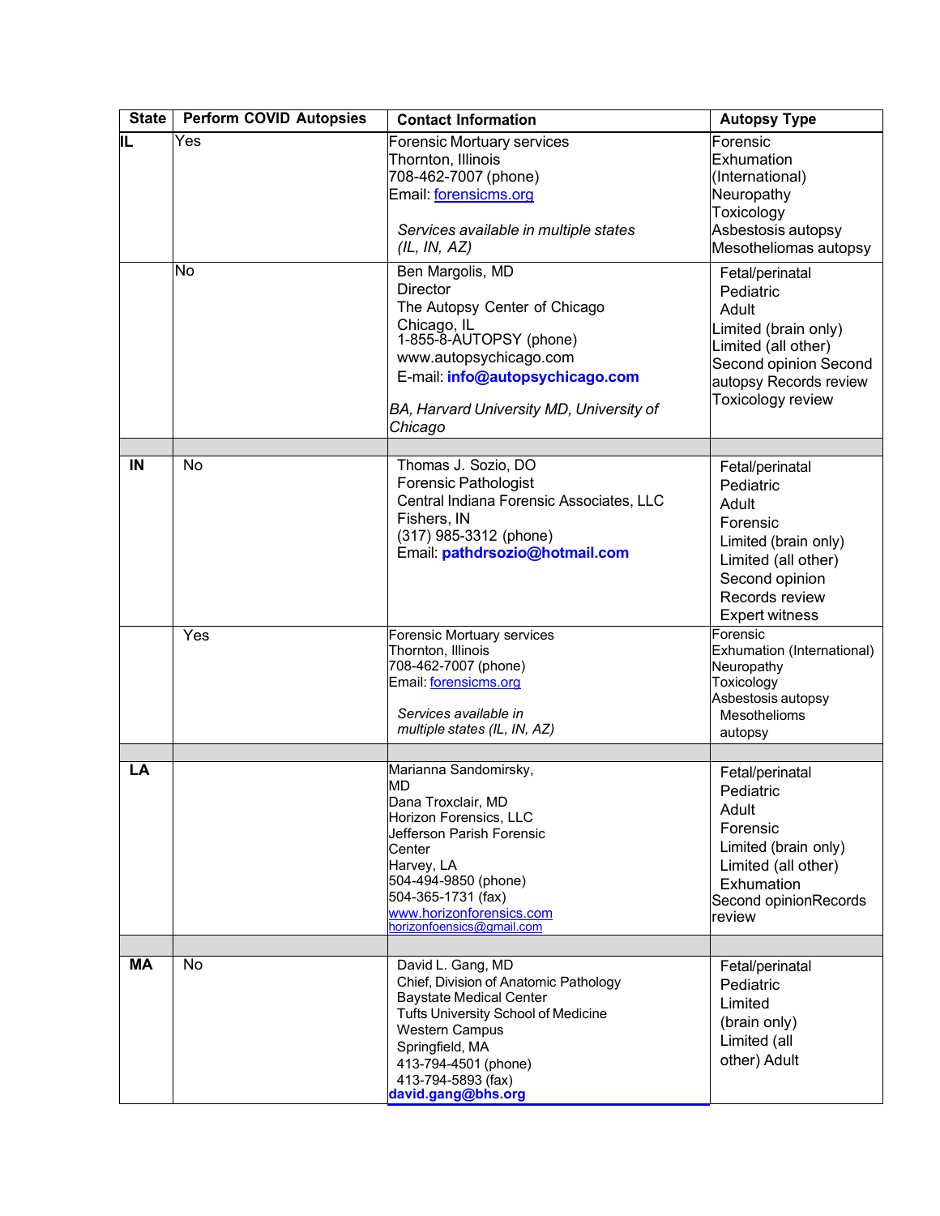| State | Perform COVID Autopsies | Contact Information | Autopsy Type |
|---|---|---|---|
| IL | Yes | Forensic Mortuary services<br>Thornton, Illinois<br>708-462-7007 (phone)<br>Email: forensicms.org<br><br>*Services available in multiple states (IL, IN, AZ)* | Forensic<br>Exhumation (International)<br>Neuropathy<br>Toxicology<br>Asbestosis autopsy<br>Mesotheliomas autopsy |
| | No | Ben Margolis, MD<br>Director<br>The Autopsy Center of Chicago<br>Chicago, IL<br>1-855-8-AUTOPSY (phone)<br>www.autopsychicago.com<br>E-mail: **info@autopsychicago.com**<br><br>*BA, Harvard University MD, University of Chicago* | Fetal/perinatal<br>Pediatric<br>Adult<br>Limited (brain only)<br>Limited (all other)<br>Second opinion Second autopsy Records review<br>Toxicology review |
| | | | |
| IN | No | Thomas J. Sozio, DO<br>Forensic Pathologist<br>Central Indiana Forensic Associates, LLC<br>Fishers, IN<br>(317) 985-3312 (phone)<br>Email: **pathdrsozio@hotmail.com** | Fetal/perinatal<br>Pediatric<br>Adult<br>Forensic<br>Limited (brain only)<br>Limited (all other)<br>Second opinion<br>Records review<br>Expert witness |
| | Yes | Forensic Mortuary services<br>Thornton, Illinois<br>708-462-7007 (phone)<br>Email: forensicms.org<br><br>*Services available in multiple states (IL, IN, AZ)* | Forensic<br>Exhumation (International)<br>Neuropathy<br>Toxicology<br>Asbestosis autopsy<br>Mesothelioms autopsy |
| | | | |
| LA | | Marianna Sandomirsky, MD<br>Dana Troxclair, MD<br>Horizon Forensics, LLC<br>Jefferson Parish Forensic Center<br>Harvey, LA<br>504-494-9850 (phone)<br>504-365-1731 (fax)<br>www.horizonforensics.com<br>horizonfoensics@gmail.com | Fetal/perinatal<br>Pediatric<br>Adult<br>Forensic<br>Limited (brain only)<br>Limited (all other)<br>Exhumation<br>Second opinionRecords review |
| | | | |
| MA | No | David L. Gang, MD<br>Chief, Division of Anatomic Pathology<br>Baystate Medical Center<br>Tufts University School of Medicine<br>Western Campus<br>Springfield, MA<br>413-794-4501 (phone)<br>413-794-5893 (fax)<br>**david.gang@bhs.org** | Fetal/perinatal<br>Pediatric<br>Limited (brain only)<br>Limited (all other) Adult |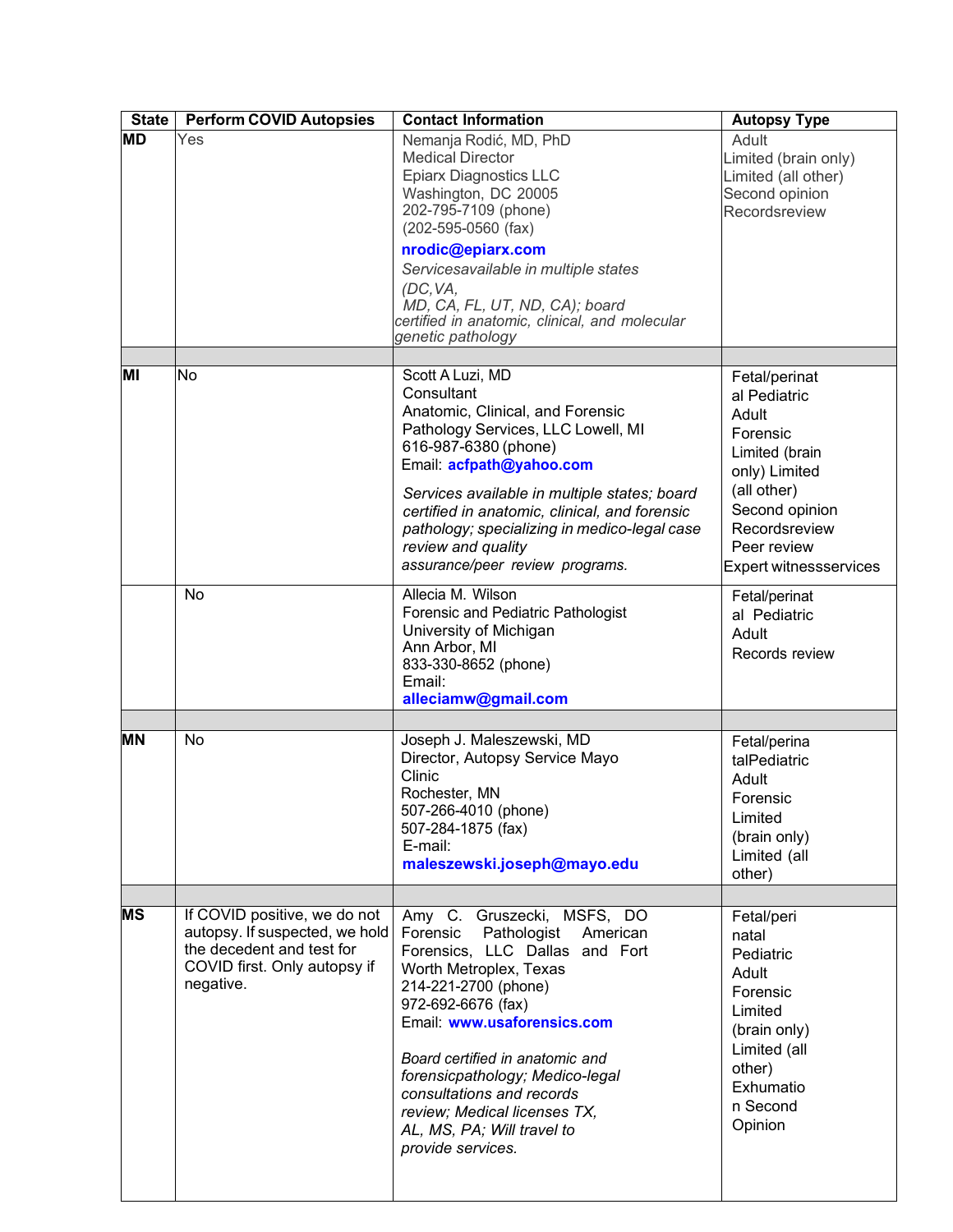| State | Perform COVID Autopsies | Contact Information | Autopsy Type |
|---|---|---|---|
| **MD** | Yes | Nemanja Rodić, MD, PhD<br>Medical Director<br>Epiarx Diagnostics LLC<br>Washington, DC 20005<br>202-795-7109 (phone)<br>(202-595-0560 (fax)<br>**nrodic@epiarx.com**<br>*Servicesavailable in multiple states (DC,VA, MD, CA, FL, UT, ND, CA); board certified in anatomic, clinical, and molecular genetic pathology* | Adult<br>Limited (brain only)<br>Limited (all other)<br>Second opinion<br>Recordsreview |
| | | | |
| **MI** | No | Scott A Luzi, MD<br>Consultant<br>Anatomic, Clinical, and Forensic Pathology Services, LLC Lowell, MI<br>616-987-6380 (phone)<br>Email: **acfpath@yahoo.com**<br>*Services available in multiple states; board certified in anatomic, clinical, and forensic pathology; specializing in medico-legal case review and quality assurance/peer review programs.* | Fetal/perinatal Pediatric<br>Adult<br>Forensic<br>Limited (brain only) Limited (all other)<br>Second opinion<br>Recordsreview<br>Peer review<br>Expert witnessservices |
| | No | Allecia M. Wilson<br>Forensic and Pediatric Pathologist<br>University of Michigan<br>Ann Arbor, MI<br>833-330-8652 (phone)<br>Email:<br>**alleciamw@gmail.com** | Fetal/perinatal Pediatric<br>Adult<br>Records review |
| | | | |
| **MN** | No | Joseph J. Maleszewski, MD<br>Director, Autopsy Service Mayo Clinic<br>Rochester, MN<br>507-266-4010 (phone)<br>507-284-1875 (fax)<br>E-mail:<br>**maleszewski.joseph@mayo.edu** | Fetal/perinatalPediatric<br>Adult<br>Forensic<br>Limited (brain only)<br>Limited (all other) |
| | | | |
| **MS** | If COVID positive, we do not autopsy. If suspected, we hold the decedent and test for COVID first. Only autopsy if negative. | Amy C. Gruszecki, MSFS, DO<br>Forensic Pathologist American Forensics, LLC Dallas and Fort Worth Metroplex, Texas<br>214-221-2700 (phone)<br>972-692-6676 (fax)<br>Email: **www.usaforensics.com**<br>*Board certified in anatomic and forensicpathology; Medico-legal consultations and records review; Medical licenses TX, AL, MS, PA; Will travel to provide services.* | Fetal/perinatal<br>Pediatric<br>Adult<br>Forensic<br>Limited (brain only)<br>Limited (all other)<br>Exhumation Second Opinion |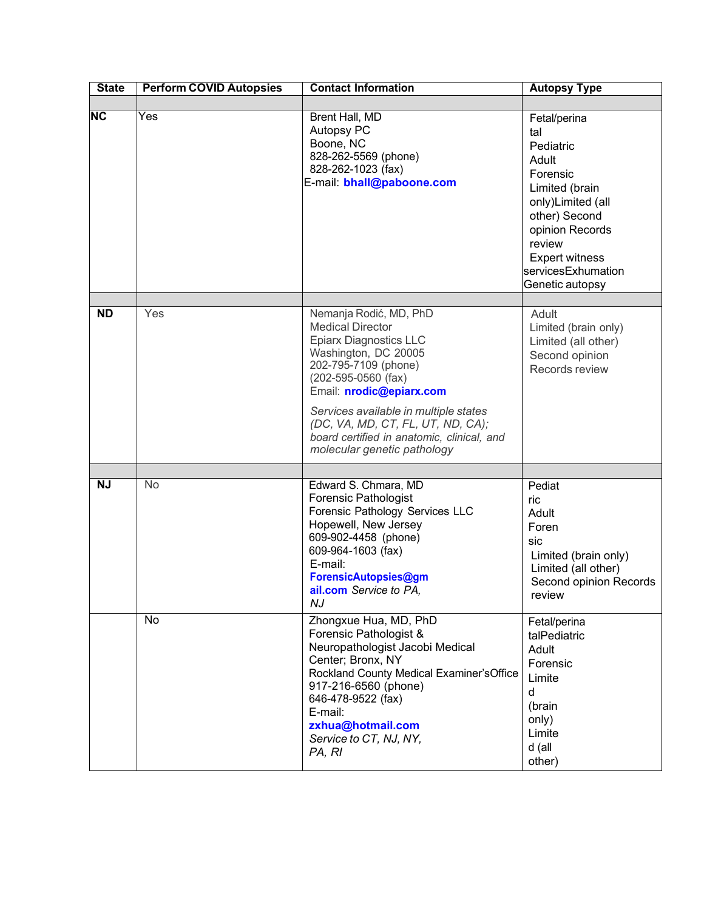| State | Perform COVID Autopsies | Contact Information | Autopsy Type |
|---|---|---|---|
| | | | |
| **NC** | Yes | Brent Hall, MD<br>Autopsy PC<br>Boone, NC<br>828-262-5569 (phone)<br>828-262-1023 (fax)<br>E-mail: **bhall@paboone.com** | Fetal/perinatal<br>Pediatric<br>Adult<br>Forensic<br>Limited (brain only)Limited (all other) Second opinion Records review<br>Expert witness servicesExhumation<br>Genetic autopsy |
| | | | |
| **ND** | Yes | Nemanja Rodić, MD, PhD<br>Medical Director<br>Epiarx Diagnostics LLC<br>Washington, DC 20005<br>202-795-7109 (phone)<br>(202-595-0560 (fax)<br>Email: **nrodic@epiarx.com**<br><br>*Services available in multiple states (DC, VA, MD, CT, FL, UT, ND, CA); board certified in anatomic, clinical, and molecular genetic pathology* | Adult<br>Limited (brain only)<br>Limited (all other)<br>Second opinion<br>Records review |
| | | | |
| **NJ** | No | Edward S. Chmara, MD<br>Forensic Pathologist<br>Forensic Pathology Services LLC<br>Hopewell, New Jersey<br>609-902-4458 (phone)<br>609-964-1603 (fax)<br>E-mail:<br>**ForensicAutopsies@gmail.com** *Service to PA, NJ* | Pediatric<br>Adult<br>Forensic<br>Limited (brain only)<br>Limited (all other)<br>Second opinion Records review |
| | No | Zhongxue Hua, MD, PhD<br>Forensic Pathologist &<br>Neuropathologist Jacobi Medical Center; Bronx, NY<br>Rockland County Medical Examiner'sOffice<br>917-216-6560 (phone)<br>646-478-9522 (fax)<br>E-mail:<br>**zxhua@hotmail.com**<br>*Service to CT, NJ, NY, PA, RI* | Fetal/perinatalPediatric<br>Adult<br>Forensic<br>Limited (brain only)<br>Limited (all other) |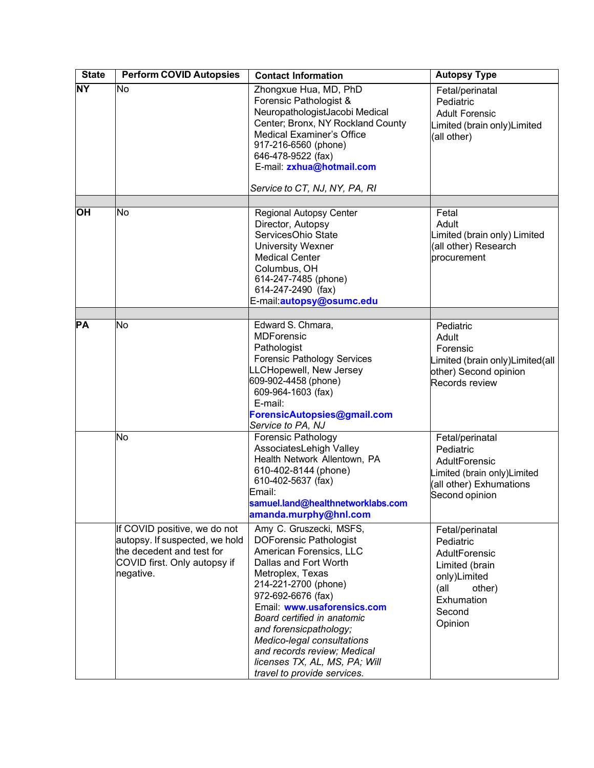| State | Perform COVID Autopsies | Contact Information | Autopsy Type |
|---|---|---|---|
| **NY** | No | Zhongxue Hua, MD, PhD<br>Forensic Pathologist &<br>NeuropathologistJacobi Medical Center; Bronx, NY Rockland County Medical Examiner's Office<br>917-216-6560 (phone)<br>646-478-9522 (fax)<br>E-mail: **zxhua@hotmail.com**<br><br>*Service to CT, NJ, NY, PA, RI* | Fetal/perinatal<br>Pediatric<br>Adult Forensic<br>Limited (brain only)Limited (all other) |
| | | | |
| **OH** | No | Regional Autopsy Center<br>Director, Autopsy ServicesOhio State University Wexner Medical Center<br>Columbus, OH<br>614-247-7485 (phone)<br>614-247-2490 (fax)<br>E-mail:**autopsy@osumc.edu** | Fetal<br>Adult<br>Limited (brain only) Limited (all other) Research procurement |
| | | | |
| **PA** | No | Edward S. Chmara, MDForensic Pathologist<br>Forensic Pathology Services LLCHopewell, New Jersey<br>609-902-4458 (phone)<br>609-964-1603 (fax)<br>E-mail:<br>**ForensicAutopsies@gmail.com**<br>*Service to PA, NJ* | Pediatric<br>Adult<br>Forensic<br>Limited (brain only)Limited(all other) Second opinion<br>Records review |
| | No | Forensic Pathology AssociatesLehigh Valley Health Network Allentown, PA<br>610-402-8144 (phone)<br>610-402-5637 (fax)<br>Email:<br>**samuel.land@healthnetworklabs.com**<br>**amanda.murphy@hnl.com** | Fetal/perinatal<br>Pediatric<br>AdultForensic<br>Limited (brain only)Limited (all other) Exhumations<br>Second opinion |
| | If COVID positive, we do not autopsy. If suspected, we hold the decedent and test for COVID first. Only autopsy if negative. | Amy C. Gruszecki, MSFS, DOForensic Pathologist<br>American Forensics, LLC<br>Dallas and Fort Worth Metroplex, Texas<br>214-221-2700 (phone)<br>972-692-6676 (fax)<br>Email: **www.usaforensics.com**<br>*Board certified in anatomic and forensicpathology; Medico-legal consultations and records review; Medical licenses TX, AL, MS, PA; Will travel to provide services.* | Fetal/perinatal<br>Pediatric<br>AdultForensic<br>Limited (brain only)Limited (all other)<br>Exhumation<br>Second Opinion |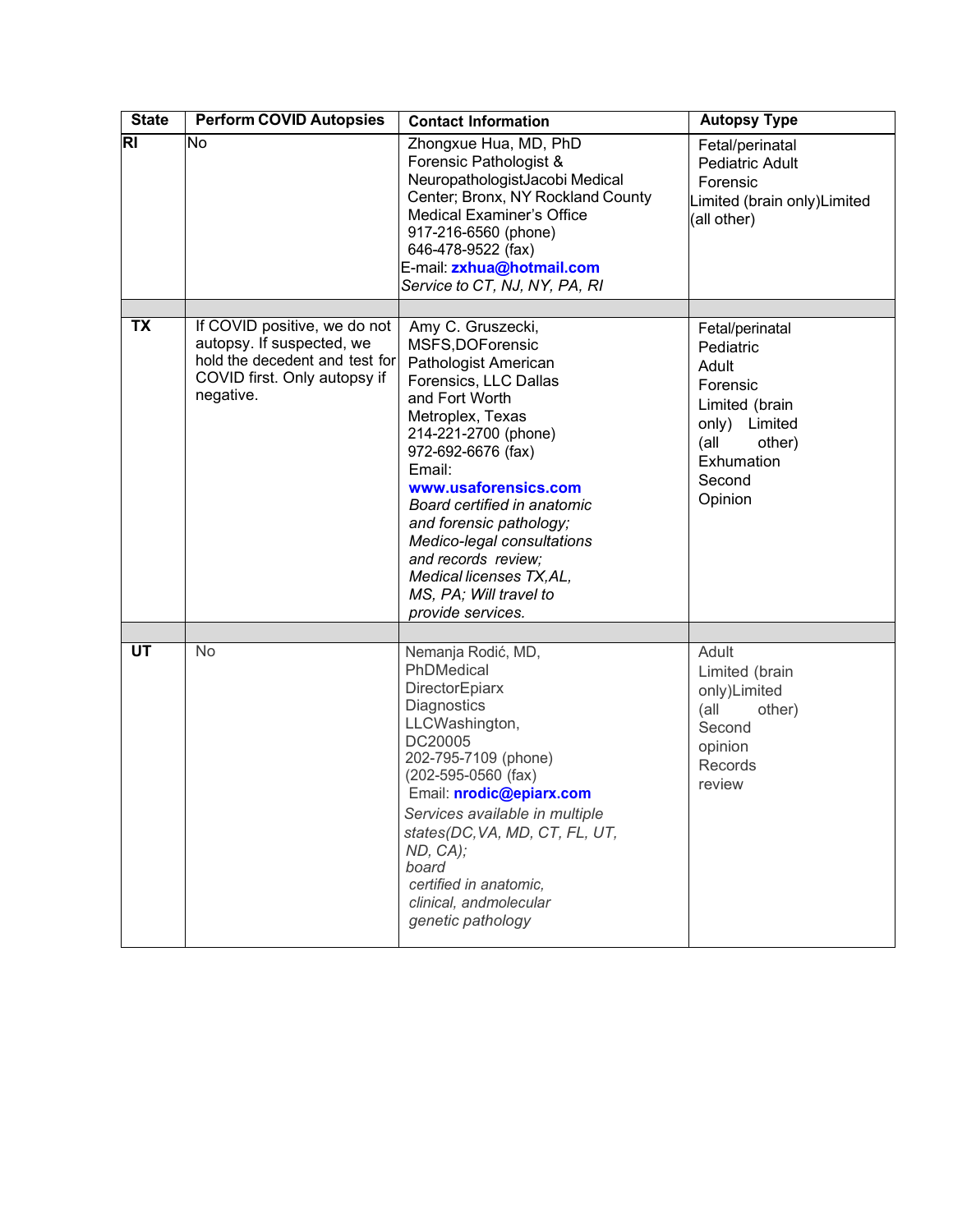| State | Perform COVID Autopsies | Contact Information | Autopsy Type |
|---|---|---|---|
| **RI** | No | Zhongxue Hua, MD, PhD<br>Forensic Pathologist & NeuropathologistJacobi Medical Center; Bronx, NY Rockland County Medical Examiner's Office<br>917-216-6560 (phone)<br>646-478-9522 (fax)<br>E-mail: **zxhua@hotmail.com**<br>*Service to CT, NJ, NY, PA, RI* | Fetal/perinatal<br>Pediatric Adult<br>Forensic<br>Limited (brain only)Limited (all other) |
| | | | |
| **TX** | If COVID positive, we do not autopsy. If suspected, we hold the decedent and test for COVID first. Only autopsy if negative. | Amy C. Gruszecki, MSFS,DOForensic Pathologist American Forensics, LLC Dallas and Fort Worth Metroplex, Texas<br>214-221-2700 (phone)<br>972-692-6676 (fax)<br>Email:<br>**www.usaforensics.com**<br>*Board certified in anatomic and forensic pathology; Medico-legal consultations and records review; Medical licenses TX,AL, MS, PA; Will travel to provide services.* | Fetal/perinatal<br>Pediatric<br>Adult<br>Forensic<br>Limited (brain only) Limited (all other)<br>Exhumation<br>Second Opinion |
| | | | |
| **UT** | No | Nemanja Rodić, MD, PhDMedical DirectorEpiarx Diagnostics LLCWashington, DC20005<br>202-795-7109 (phone)<br>(202-595-0560 (fax)<br>Email: **nrodic@epiarx.com**<br>*Services available in multiple states(DC,VA, MD, CT, FL, UT, ND, CA); board certified in anatomic, clinical, andmolecular genetic pathology* | Adult<br>Limited (brain only)Limited (all other)<br>Second opinion<br>Records review |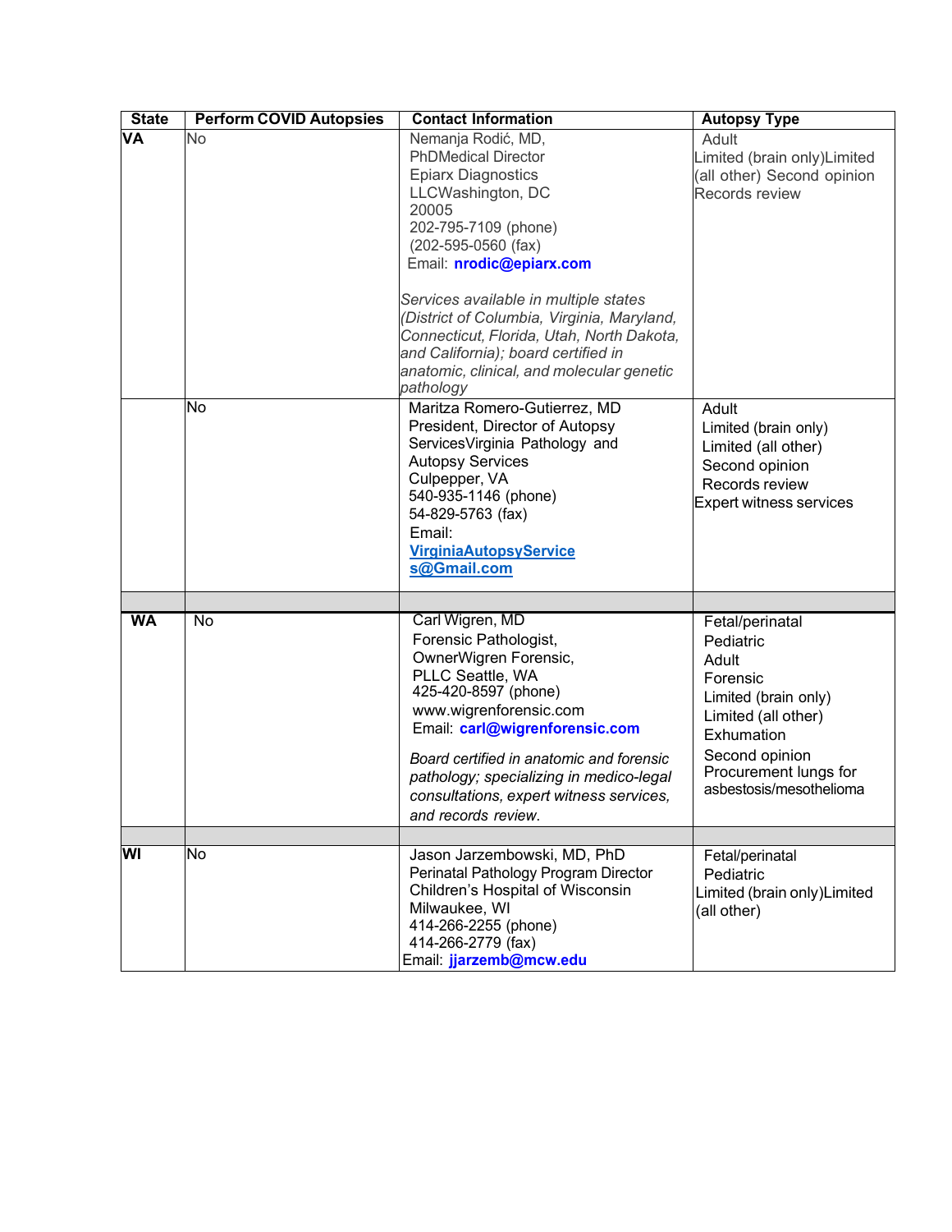| State | Perform COVID Autopsies | Contact Information | Autopsy Type |
| --- | --- | --- | --- |
| **VA** | No | Nemanja Rodić, MD, PhDMedical Director<br>Epiarx Diagnostics LLCWashington, DC 20005<br>202-795-7109 (phone)<br>(202-595-0560 (fax)<br>Email: **nrodic@epiarx.com**<br><br>*Services available in multiple states (District of Columbia, Virginia, Maryland, Connecticut, Florida, Utah, North Dakota, and California); board certified in anatomic, clinical, and molecular genetic pathology* | Adult<br>Limited (brain only)Limited (all other) Second opinion<br>Records review |
| | No | Maritza Romero-Gutierrez, MD<br>President, Director of Autopsy ServicesVirginia Pathology and Autopsy Services<br>Culpepper, VA<br>540-935-1146 (phone)<br>54-829-5763 (fax)<br>Email: **VirginiaAutopsyServices@Gmail.com** | Adult<br>Limited (brain only)<br>Limited (all other)<br>Second opinion<br>Records review<br>Expert witness services |
| | | | |
| **WA** | No | Carl Wigren, MD<br>Forensic Pathologist, OwnerWigren Forensic, PLLC Seattle, WA<br>425-420-8597 (phone)<br>www.wigrenforensic.com<br>Email: **carl@wigrenforensic.com**<br><br>*Board certified in anatomic and forensic pathology; specializing in medico-legal consultations, expert witness services, and records review.* | Fetal/perinatal<br>Pediatric<br>Adult<br>Forensic<br>Limited (brain only)<br>Limited (all other)<br>Exhumation<br>Second opinion<br>Procurement lungs for asbestosis/mesothelioma |
| | | | |
| **WI** | No | Jason Jarzembowski, MD, PhD<br>Perinatal Pathology Program Director<br>Children's Hospital of Wisconsin<br>Milwaukee, WI<br>414-266-2255 (phone)<br>414-266-2779 (fax)<br>Email: **jjarzemb@mcw.edu** | Fetal/perinatal<br>Pediatric<br>Limited (brain only)Limited (all other) |